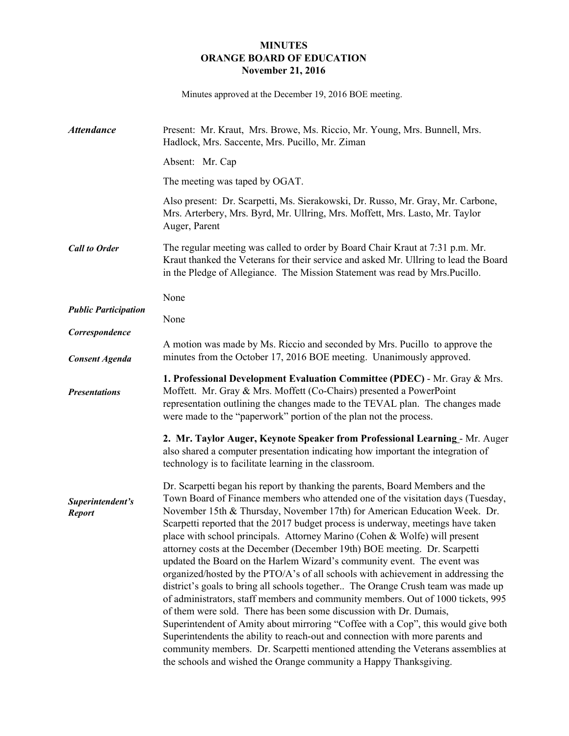# MINUTES
# ORANGE BOARD OF EDUCATION
## November 21, 2016

Minutes approved at the December 19, 2016 BOE meeting.

***Attendance***

Present: Mr. Kraut, Mrs. Browe, Ms. Riccio, Mr. Young, Mrs. Bunnell, Mrs. Hadlock, Mrs. Saccente, Mrs. Pucillo, Mr. Ziman

Absent: Mr. Cap

The meeting was taped by OGAT.

Also present: Dr. Scarpetti, Ms. Sierakowski, Dr. Russo, Mr. Gray, Mr. Carbone, Mrs. Arterbery, Mrs. Byrd, Mr. Ullring, Mrs. Moffett, Mrs. Lasto, Mr. Taylor Auger, Parent

***Call to Order***

The regular meeting was called to order by Board Chair Kraut at 7:31 p.m. Mr. Kraut thanked the Veterans for their service and asked Mr. Ullring to lead the Board in the Pledge of Allegiance. The Mission Statement was read by Mrs.Pucillo.

***Public Participation***

None

***Correspondence***

None

***Consent Agenda***

A motion was made by Ms. Riccio and seconded by Mrs. Pucillo to approve the minutes from the October 17, 2016 BOE meeting. Unanimously approved.

***Presentations***

**1. Professional Development Evaluation Committee (PDEC)** - Mr. Gray & Mrs. Moffett. Mr. Gray & Mrs. Moffett (Co-Chairs) presented a PowerPoint representation outlining the changes made to the TEVAL plan. The changes made were made to the "paperwork" portion of the plan not the process.

**2. Mr. Taylor Auger, Keynote Speaker from Professional Learning** - Mr. Auger also shared a computer presentation indicating how important the integration of technology is to facilitate learning in the classroom.

***Superintendent's Report***

Dr. Scarpetti began his report by thanking the parents, Board Members and the Town Board of Finance members who attended one of the visitation days (Tuesday, November 15th & Thursday, November 17th) for American Education Week. Dr. Scarpetti reported that the 2017 budget process is underway, meetings have taken place with school principals. Attorney Marino (Cohen & Wolfe) will present attorney costs at the December (December 19th) BOE meeting. Dr. Scarpetti updated the Board on the Harlem Wizard's community event. The event was organized/hosted by the PTO/A's of all schools with achievement in addressing the district's goals to bring all schools together.. The Orange Crush team was made up of administrators, staff members and community members. Out of 1000 tickets, 995 of them were sold. There has been some discussion with Dr. Dumais, Superintendent of Amity about mirroring "Coffee with a Cop", this would give both Superintendents the ability to reach-out and connection with more parents and community members. Dr. Scarpetti mentioned attending the Veterans assemblies at the schools and wished the Orange community a Happy Thanksgiving.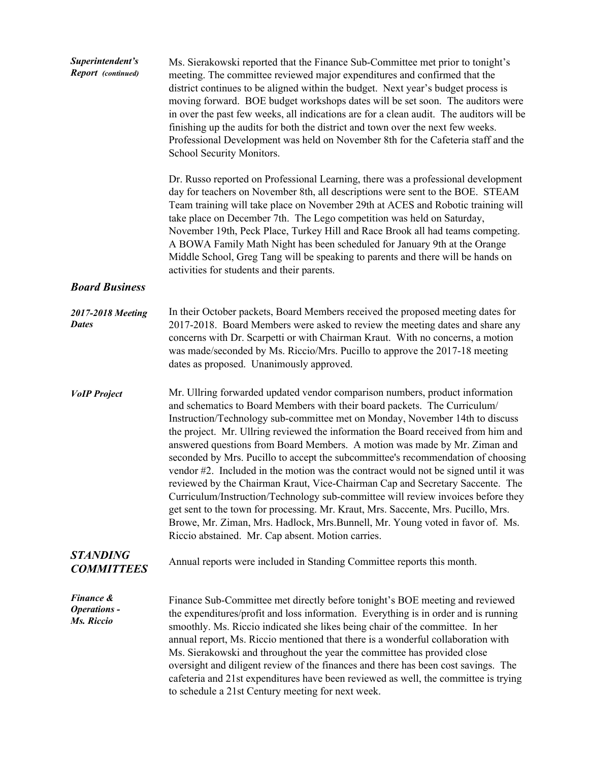***Superintendent's Report (continued)***

Ms. Sierakowski reported that the Finance Sub-Committee met prior to tonight's meeting. The committee reviewed major expenditures and confirmed that the district continues to be aligned within the budget. Next year's budget process is moving forward. BOE budget workshops dates will be set soon. The auditors were in over the past few weeks, all indications are for a clean audit. The auditors will be finishing up the audits for both the district and town over the next few weeks. Professional Development was held on November 8th for the Cafeteria staff and the School Security Monitors.

Dr. Russo reported on Professional Learning, there was a professional development day for teachers on November 8th, all descriptions were sent to the BOE. STEAM Team training will take place on November 29th at ACES and Robotic training will take place on December 7th. The Lego competition was held on Saturday, November 19th, Peck Place, Turkey Hill and Race Brook all had teams competing. A BOWA Family Math Night has been scheduled for January 9th at the Orange Middle School, Greg Tang will be speaking to parents and there will be hands on activities for students and their parents.

## *Board Business*

***2017-2018 Meeting Dates***

In their October packets, Board Members received the proposed meeting dates for 2017-2018. Board Members were asked to review the meeting dates and share any concerns with Dr. Scarpetti or with Chairman Kraut. With no concerns, a motion was made/seconded by Ms. Riccio/Mrs. Pucillo to approve the 2017-18 meeting dates as proposed. Unanimously approved.

***VoIP Project***

Mr. Ullring forwarded updated vendor comparison numbers, product information and schematics to Board Members with their board packets. The Curriculum/ Instruction/Technology sub-committee met on Monday, November 14th to discuss the project. Mr. Ullring reviewed the information the Board received from him and answered questions from Board Members. A motion was made by Mr. Ziman and seconded by Mrs. Pucillo to accept the subcommittee's recommendation of choosing vendor #2. Included in the motion was the contract would not be signed until it was reviewed by the Chairman Kraut, Vice-Chairman Cap and Secretary Saccente. The Curriculum/Instruction/Technology sub-committee will review invoices before they get sent to the town for processing. Mr. Kraut, Mrs. Saccente, Mrs. Pucillo, Mrs. Browe, Mr. Ziman, Mrs. Hadlock, Mrs.Bunnell, Mr. Young voted in favor of. Ms. Riccio abstained. Mr. Cap absent. Motion carries.

## *STANDING COMMITTEES*

Annual reports were included in Standing Committee reports this month.

***Finance & Operations - Ms. Riccio***

Finance Sub-Committee met directly before tonight's BOE meeting and reviewed the expenditures/profit and loss information. Everything is in order and is running smoothly. Ms. Riccio indicated she likes being chair of the committee. In her annual report, Ms. Riccio mentioned that there is a wonderful collaboration with Ms. Sierakowski and throughout the year the committee has provided close oversight and diligent review of the finances and there has been cost savings. The cafeteria and 21st expenditures have been reviewed as well, the committee is trying to schedule a 21st Century meeting for next week.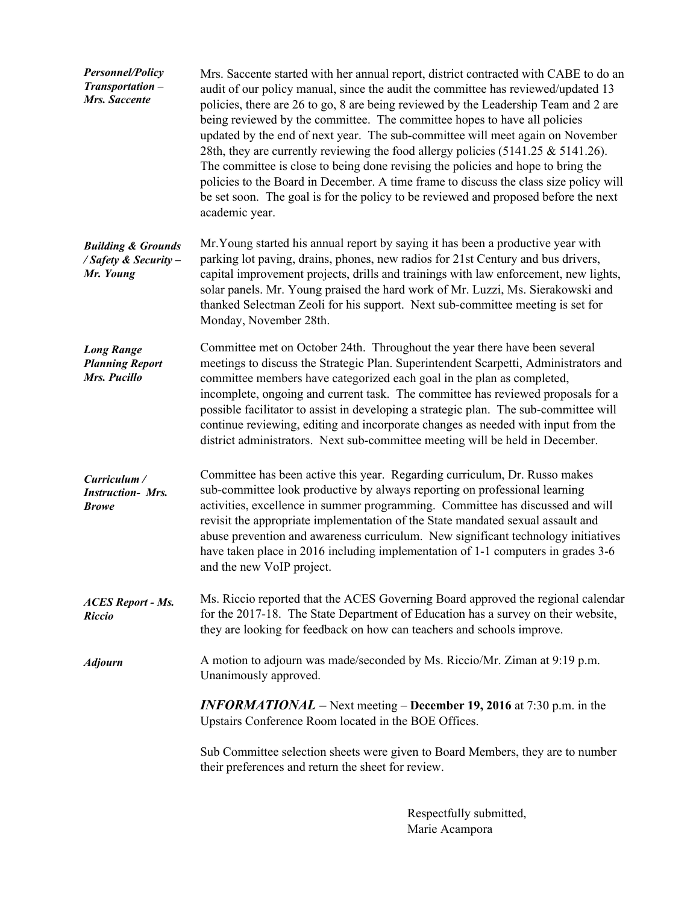***Personnel/Policy Transportation – Mrs. Saccente***

Mrs. Saccente started with her annual report, district contracted with CABE to do an audit of our policy manual, since the audit the committee has reviewed/updated 13 policies, there are 26 to go, 8 are being reviewed by the Leadership Team and 2 are being reviewed by the committee. The committee hopes to have all policies updated by the end of next year. The sub-committee will meet again on November 28th, they are currently reviewing the food allergy policies (5141.25 & 5141.26). The committee is close to being done revising the policies and hope to bring the policies to the Board in December. A time frame to discuss the class size policy will be set soon. The goal is for the policy to be reviewed and proposed before the next academic year.

***Building & Grounds / Safety & Security – Mr. Young***

Mr.Young started his annual report by saying it has been a productive year with parking lot paving, drains, phones, new radios for 21st Century and bus drivers, capital improvement projects, drills and trainings with law enforcement, new lights, solar panels. Mr. Young praised the hard work of Mr. Luzzi, Ms. Sierakowski and thanked Selectman Zeoli for his support. Next sub-committee meeting is set for Monday, November 28th.

***Long Range Planning Report Mrs. Pucillo***

Committee met on October 24th. Throughout the year there have been several meetings to discuss the Strategic Plan. Superintendent Scarpetti, Administrators and committee members have categorized each goal in the plan as completed, incomplete, ongoing and current task. The committee has reviewed proposals for a possible facilitator to assist in developing a strategic plan. The sub-committee will continue reviewing, editing and incorporate changes as needed with input from the district administrators. Next sub-committee meeting will be held in December.

***Curriculum / Instruction- Mrs. Browe***

Committee has been active this year. Regarding curriculum, Dr. Russo makes sub-committee look productive by always reporting on professional learning activities, excellence in summer programming. Committee has discussed and will revisit the appropriate implementation of the State mandated sexual assault and abuse prevention and awareness curriculum. New significant technology initiatives have taken place in 2016 including implementation of 1-1 computers in grades 3-6 and the new VoIP project.

***ACES Report - Ms. Riccio***

Ms. Riccio reported that the ACES Governing Board approved the regional calendar for the 2017-18. The State Department of Education has a survey on their website, they are looking for feedback on how can teachers and schools improve.

***Adjourn***

A motion to adjourn was made/seconded by Ms. Riccio/Mr. Ziman at 9:19 p.m. Unanimously approved.

***INFORMATIONAL –*** Next meeting – **December 19, 2016** at 7:30 p.m. in the Upstairs Conference Room located in the BOE Offices.

Sub Committee selection sheets were given to Board Members, they are to number their preferences and return the sheet for review.

Respectfully submitted,
Marie Acampora